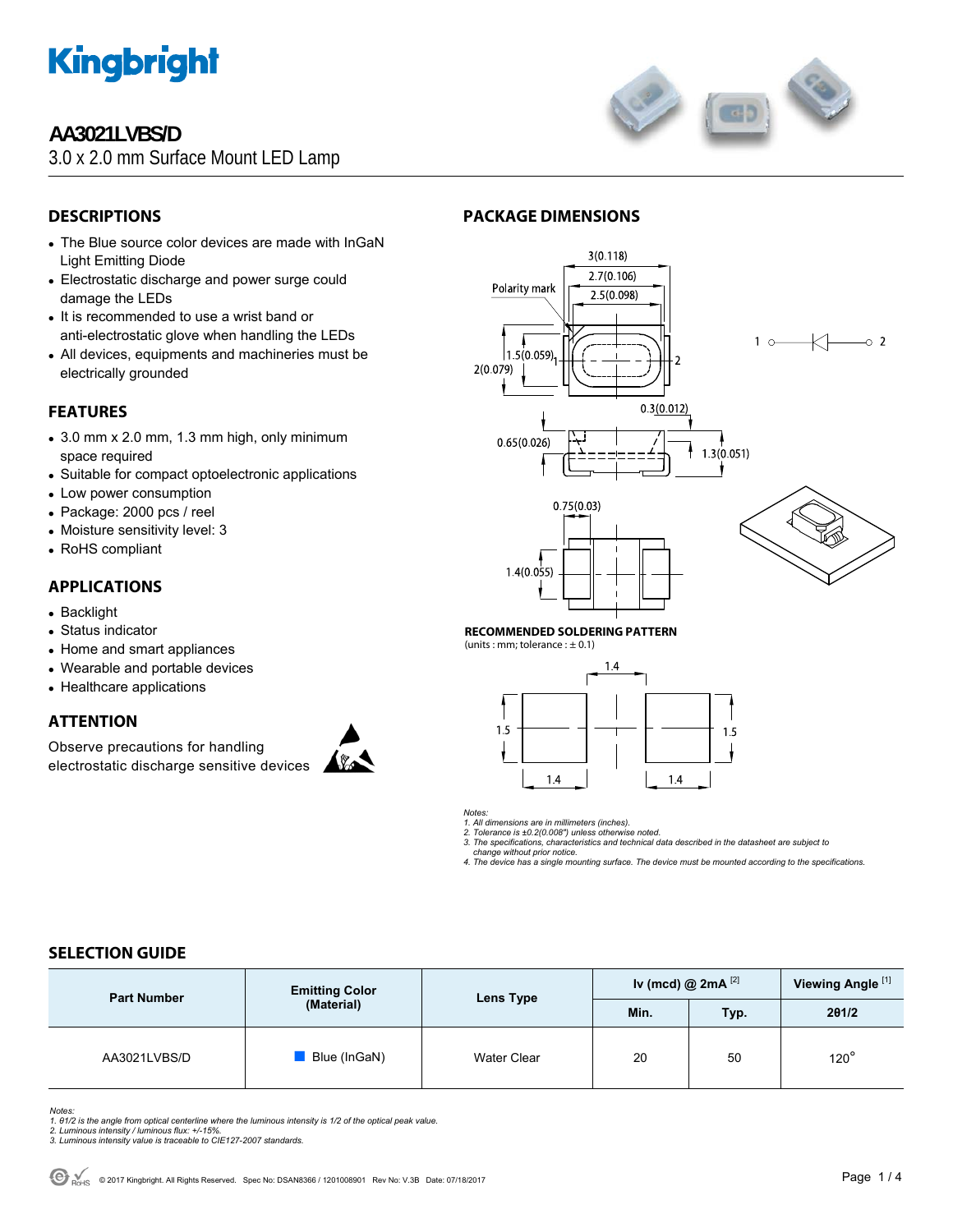# AA3021LVBS/D

3.0 x 2.0 mm Surface Mount LED Lamp

## DESCRIPTIONS

- The Blue source color devices are made with InGaN Light Emitting Diode
- Electrostatic discharge and power surge could damage the LEDs
- It is recommended to use a wrist band or anti-electrostatic glove when handling the LEDs
- All devices, equipments and machineries must be electrically grounded

## FEATURES

- 3.0 mm x 2.0 mm, 1.3 mm high, only minimum space required
- Suitable for compact optoelectronic applications
- Low power consumption
- Package: 2000 pcs / reel
- Moisture sensitivity level: 3
- RoHS compliant

## APPLICATIONS

- Backlight
- Status indicator
- Home and smart appliances
- Wearable and portable devices
- Healthcare applications

## ATTENTION

Observe precautions for handling electrostatic discharge sensitive devices

## PACKAGE DIMENSIONS

3(0.118)
2.7(0.106)
2.5(0.098)
Polarity mark
1.5(0.059)
2(0.079)
0.3(0.012)
0.65(0.026)
1.3(0.051)
0.75(0.03)
1.4(0.055)

### RECOMMENDED SOLDERING PATTERN

(units : mm; tolerance : ± 0.1)

1.4
1.5
1.5
1.4
1.4

*Notes:*
*1. All dimensions are in millimeters (inches).*
*2. Tolerance is ±0.2(0.008") unless otherwise noted.*
*3. The specifications, characteristics and technical data described in the datasheet are subject to change without prior notice.*
*4. The device has a single mounting surface. The device must be mounted according to the specifications.*

## SELECTION GUIDE

| Part Number | Emitting Color (Material) | Lens Type | Iv (mcd) @ 2mA [2] | | Viewing Angle [1] |
|---|---|---|---|---|---|
| | | | Min. | Typ. | 2θ1/2 |
| AA3021LVBS/D | Blue (InGaN) | Water Clear | 20 | 50 | 120° |

*Notes:*
*1. θ1/2 is the angle from optical centerline where the luminous intensity is 1/2 of the optical peak value.*
*2. Luminous intensity / luminous flux: +/-15%.*
*3. Luminous intensity value is traceable to CIE127-2007 standards.*

© 2017 Kingbright. All Rights Reserved. Spec No: DSAN8366 / 1201008901 Rev No: V.3B Date: 07/18/2017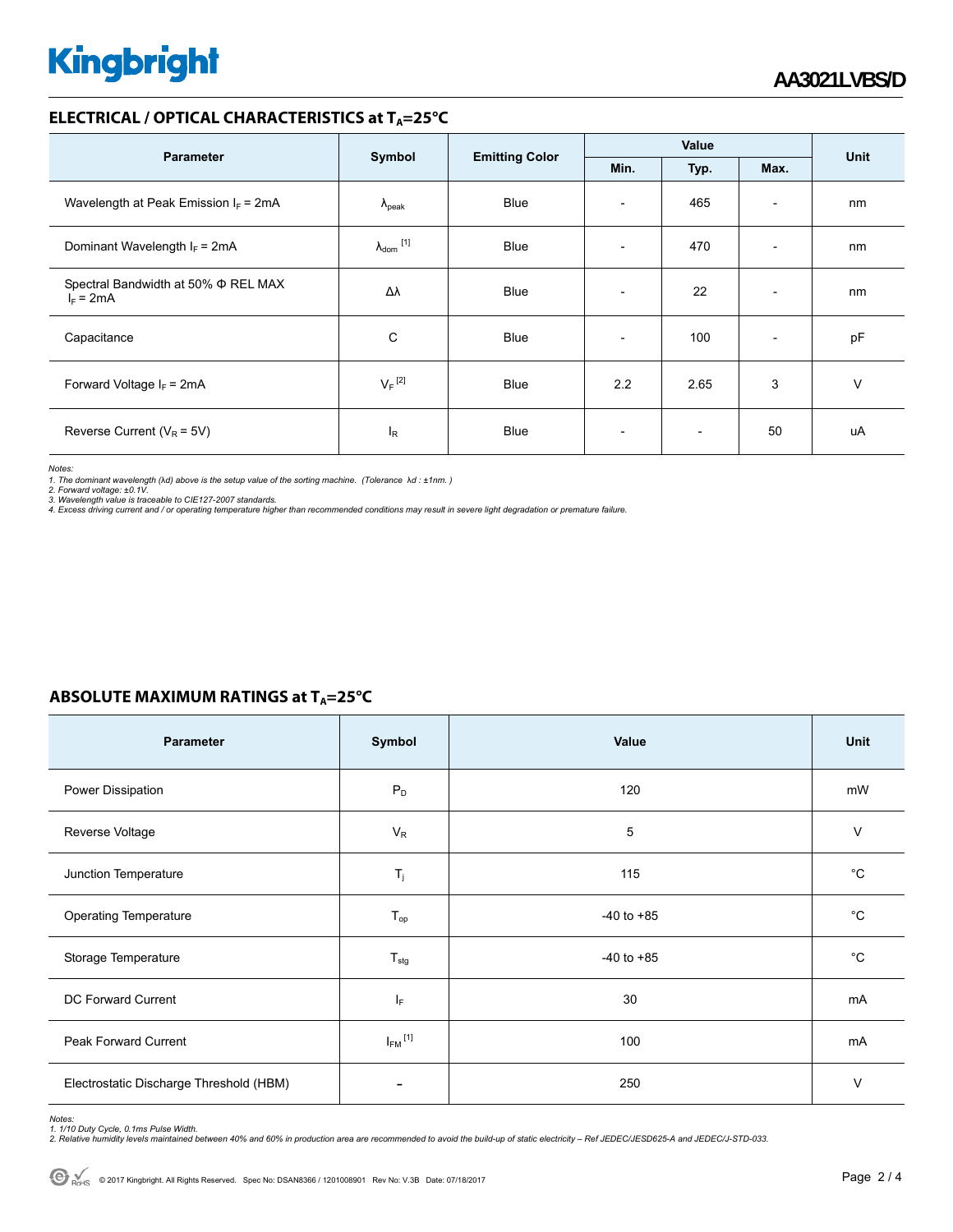## ELECTRICAL / OPTICAL CHARACTERISTICS at $T_A$=25°C

| Parameter | Symbol | Emitting Color | Value | | | Unit |
|---|---|---|---|---|---|---|
| | | | Min. | Typ. | Max. | |
| Wavelength at Peak Emission $I_F$ = 2mA | $\lambda_{peak}$ | Blue | - | 465 | - | nm |
| Dominant Wavelength $I_F$ = 2mA | $\lambda_{dom}$ [1] | Blue | - | 470 | - | nm |
| Spectral Bandwidth at 50% Φ REL MAX $I_F$ = 2mA | Δλ | Blue | - | 22 | - | nm |
| Capacitance | C | Blue | - | 100 | - | pF |
| Forward Voltage $I_F$ = 2mA | $V_F$ [2] | Blue | 2.2 | 2.65 | 3 | V |
| Reverse Current ($V_R$ = 5V) | $I_R$ | Blue | - | - | 50 | uA |

*Notes:*
*1. The dominant wavelength (λd) above is the setup value of the sorting machine. (Tolerance λd : ±1nm. )*
*2. Forward voltage: ±0.1V.*
*3. Wavelength value is traceable to CIE127-2007 standards.*
*4. Excess driving current and / or operating temperature higher than recommended conditions may result in severe light degradation or premature failure.*

## ABSOLUTE MAXIMUM RATINGS at $T_A$=25°C

| Parameter | Symbol | Value | Unit |
|---|---|---|---|
| Power Dissipation | $P_D$ | 120 | mW |
| Reverse Voltage | $V_R$ | 5 | V |
| Junction Temperature | $T_j$ | 115 | °C |
| Operating Temperature | $T_{op}$ | -40 to +85 | °C |
| Storage Temperature | $T_{stg}$ | -40 to +85 | °C |
| DC Forward Current | $I_F$ | 30 | mA |
| Peak Forward Current | $I_{FM}$ [1] | 100 | mA |
| Electrostatic Discharge Threshold (HBM) | - | 250 | V |

*Notes:*
*1. 1/10 Duty Cycle, 0.1ms Pulse Width.*
*2. Relative humidity levels maintained between 40% and 60% in production area are recommended to avoid the build-up of static electricity – Ref JEDEC/JESD625-A and JEDEC/J-STD-033.*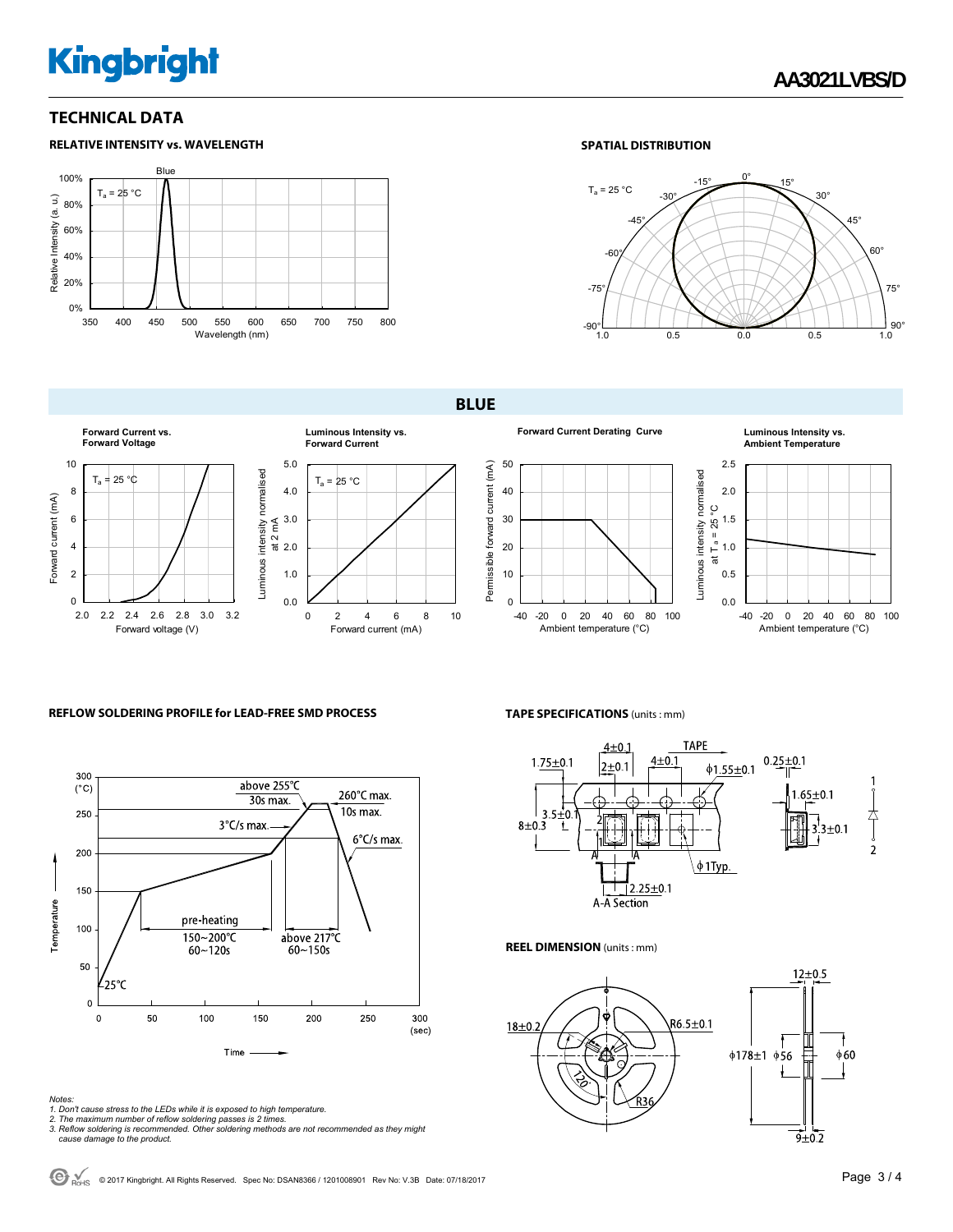# TECHNICAL DATA

### RELATIVE INTENSITY vs. WAVELENGTH

### SPATIAL DISTRIBUTION

## BLUE

**Forward Current vs. Forward Voltage**

**Luminous Intensity vs. Forward Current**

**Forward Current Derating Curve**

**Luminous Intensity vs. Ambient Temperature**

### REFLOW SOLDERING PROFILE for LEAD-FREE SMD PROCESS

### TAPE SPECIFICATIONS (units : mm)

### REEL DIMENSION (units : mm)

*Notes:*
1. *Don't cause stress to the LEDs while it is exposed to high temperature.*
2. *The maximum number of reflow soldering passes is 2 times.*
3. *Reflow soldering is recommended. Other soldering methods are not recommended as they might cause damage to the product.*

© 2017 Kingbright. All Rights Reserved. Spec No: DSAN8366 / 1201008901 Rev No: V.3B Date: 07/18/2017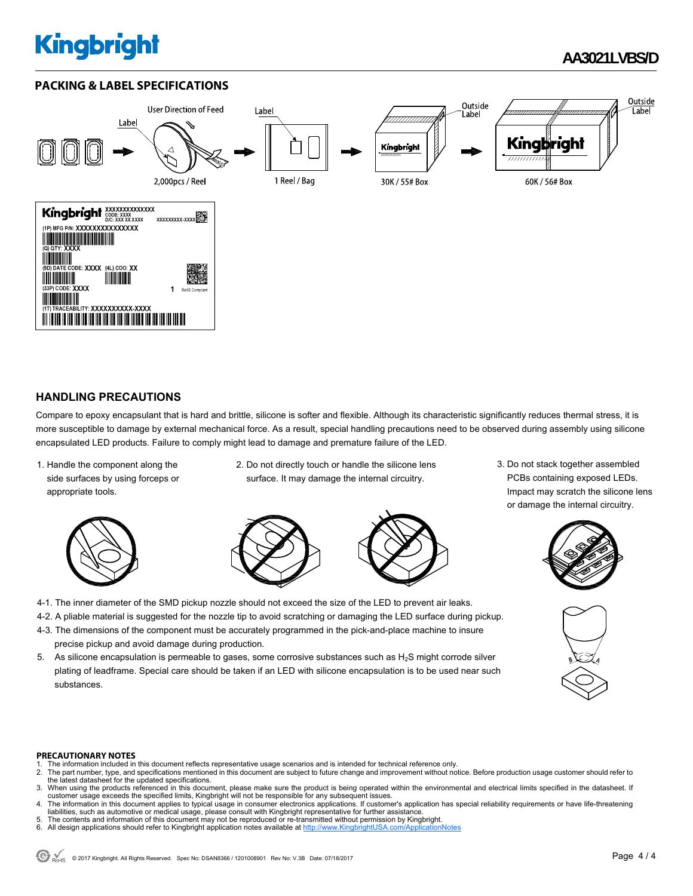## PACKING & LABEL SPECIFICATIONS

Label

User Direction of Feed

Label

Outside Label

Outside Label

2,000pcs / Reel

1 Reel / Bag

30K / 55# Box

60K / 56# Box

Kingbright XXXXXXXXXXXXXX
CODE: XXXX
D/C: XXX XX XXXX
XXXXXXXXX-XXXX
(1P) MFG P/N: XXXXXXXXXXXXXX
(Q) QTY: XXXX
(9D) DATE CODE: XXXX (4L) COO: XX
(33P) CODE: XXXX 1 RoHS Compliant
(1T) TRACEABILITY: XXXXXXXXXX-XXXX

## HANDLING PRECAUTIONS

Compare to epoxy encapsulant that is hard and brittle, silicone is softer and flexible. Although its characteristic significantly reduces thermal stress, it is more susceptible to damage by external mechanical force. As a result, special handling precautions need to be observed during assembly using silicone encapsulated LED products. Failure to comply might lead to damage and premature failure of the LED.

1. Handle the component along the side surfaces by using forceps or appropriate tools.
2. Do not directly touch or handle the silicone lens surface. It may damage the internal circuitry.
3. Do not stack together assembled PCBs containing exposed LEDs. Impact may scratch the silicone lens or damage the internal circuitry.

4-1. The inner diameter of the SMD pickup nozzle should not exceed the size of the LED to prevent air leaks.
4-2. A pliable material is suggested for the nozzle tip to avoid scratching or damaging the LED surface during pickup.
4-3. The dimensions of the component must be accurately programmed in the pick-and-place machine to insure precise pickup and avoid damage during production.
5. As silicone encapsulation is permeable to gases, some corrosive substances such as $H_2S$ might corrode silver plating of leadframe. Special care should be taken if an LED with silicone encapsulation is to be used near such substances.

B A

### PRECAUTIONARY NOTES

1. The information included in this document reflects representative usage scenarios and is intended for technical reference only.
2. The part number, type, and specifications mentioned in this document are subject to future change and improvement without notice. Before production usage customer should refer to the latest datasheet for the updated specifications.
3. When using the products referenced in this document, please make sure the product is being operated within the environmental and electrical limits specified in the datasheet. If customer usage exceeds the specified limits, Kingbright will not be responsible for any subsequent issues.
4. The information in this document applies to typical usage in consumer electronics applications. If customer's application has special reliability requirements or have life-threatening liabilities, such as automotive or medical usage, please consult with Kingbright representative for further assistance.
5. The contents and information of this document may not be reproduced or re-transmitted without permission by Kingbright.
6. All design applications should refer to Kingbright application notes available at http://www.KingbrightUSA.com/ApplicationNotes

© 2017 Kingbright. All Rights Reserved. Spec No: DSAN8366 / 1201008901 Rev No: V.3B Date: 07/18/2017